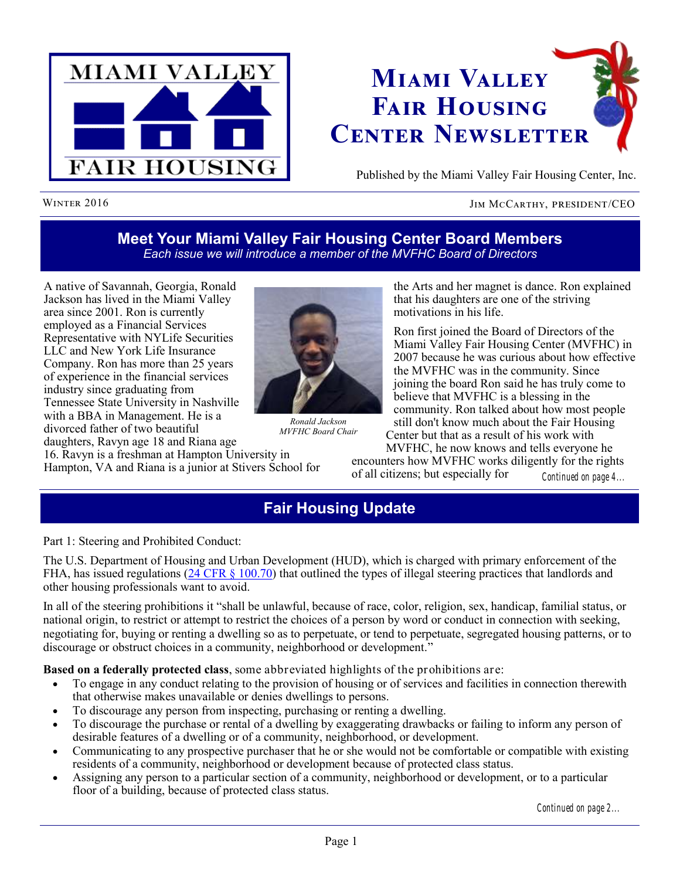# Miami Valley Fair Housing Center Newsletter

Published by the Miami Valley Fair Housing Center, Inc.

Winter 2016 — Jim McCarthy, president/CEO

## Meet Your Miami Valley Fair Housing Center Board Members

*Each issue we will introduce a member of the MVFHC Board of Directors*

A native of Savannah, Georgia, Ronald Jackson has lived in the Miami Valley area since 2001. Ron is currently employed as a Financial Services Representative with NYLife Securities LLC and New York Life Insurance Company. Ron has more than 25 years of experience in the financial services industry since graduating from Tennessee State University in Nashville with a BBA in Management. He is a divorced father of two beautiful daughters, Ravyn age 18 and Riana age 16. Ravyn is a freshman at Hampton University in Hampton, VA and Riana is a junior at Stivers School for the Arts and her magnet is dance. Ron explained that his daughters are one of the striving motivations in his life.

*Ronald Jackson*
*MVFHC Board Chair*

Ron first joined the Board of Directors of the Miami Valley Fair Housing Center (MVFHC) in 2007 because he was curious about how effective the MVFHC was in the community. Since joining the board Ron said he has truly come to believe that MVFHC is a blessing in the community. Ron talked about how most people still don't know much about the Fair Housing Center but that as a result of his work with MVFHC, he now knows and tells everyone he encounters how MVFHC works diligently for the rights of all citizens; but especially for *Continued on page 4…*

## Fair Housing Update

Part 1: Steering and Prohibited Conduct:

The U.S. Department of Housing and Urban Development (HUD), which is charged with primary enforcement of the FHA, has issued regulations ([24 CFR § 100.70]) that outlined the types of illegal steering practices that landlords and other housing professionals want to avoid.

In all of the steering prohibitions it "shall be unlawful, because of race, color, religion, sex, handicap, familial status, or national origin, to restrict or attempt to restrict the choices of a person by word or conduct in connection with seeking, negotiating for, buying or renting a dwelling so as to perpetuate, or tend to perpetuate, segregated housing patterns, or to discourage or obstruct choices in a community, neighborhood or development."

**Based on a federally protected class**, some abbreviated highlights of the prohibitions are:

- To engage in any conduct relating to the provision of housing or of services and facilities in connection therewith that otherwise makes unavailable or denies dwellings to persons.
- To discourage any person from inspecting, purchasing or renting a dwelling.
- To discourage the purchase or rental of a dwelling by exaggerating drawbacks or failing to inform any person of desirable features of a dwelling or of a community, neighborhood, or development.
- Communicating to any prospective purchaser that he or she would not be comfortable or compatible with existing residents of a community, neighborhood or development because of protected class status.
- Assigning any person to a particular section of a community, neighborhood or development, or to a particular floor of a building, because of protected class status.

*Continued on page 2…*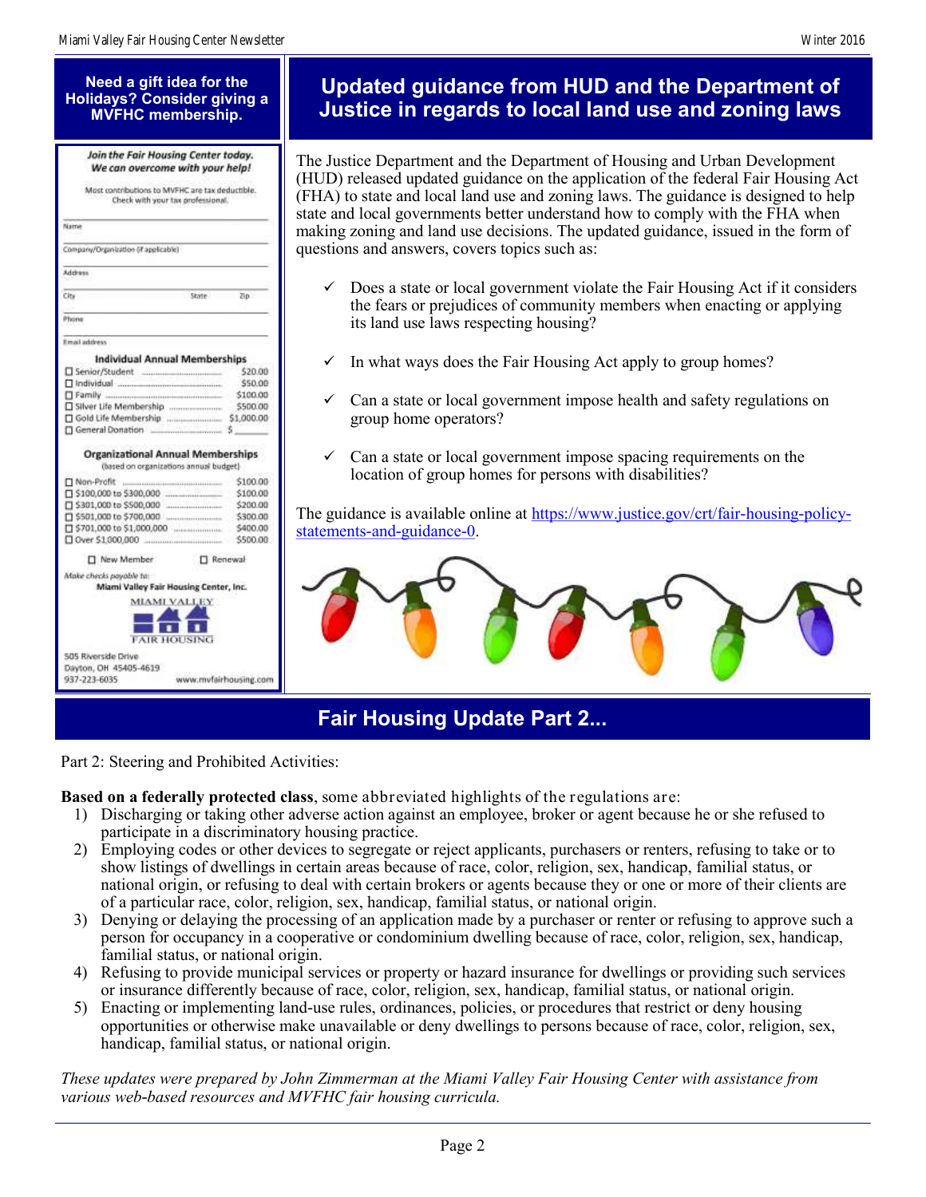## Need a gift idea for the Holidays? Consider giving a MVFHC membership.

*Join the Fair Housing Center today. We can overcome with your help!*

Most contributions to MVFHC are tax deductible. Check with your tax professional.

Name

Company/Organization (if applicable)

Address

City State Zip

Phone

Email address

**Individual Annual Memberships**

| | |
|---|---|
| ☐ Senior/Student | $20.00 |
| ☐ Individual | $50.00 |
| ☐ Family | $100.00 |
| ☐ Silver Life Membership | $500.00 |
| ☐ Gold Life Membership | $1,000.00 |
| ☐ General Donation | $ ______ |

**Organizational Annual Memberships**
(based on organizations annual budget)

| | |
|---|---|
| ☐ Non-Profit | $100.00 |
| ☐ $100,000 to $300,000 | $100.00 |
| ☐ $301,000 to $500,000 | $200.00 |
| ☐ $501,000 to $700,000 | $300.00 |
| ☐ $701,000 to $1,000,000 | $400.00 |
| ☐ Over $1,000,000 | $500.00 |

☐ New Member ☐ Renewal

*Make checks payable to:*
**Miami Valley Fair Housing Center, Inc.**

MIAMI VALLEY FAIR HOUSING

505 Riverside Drive
Dayton, OH 45405-4619
937-223-6035 www.mvfairhousing.com

## Updated guidance from HUD and the Department of Justice in regards to local land use and zoning laws

The Justice Department and the Department of Housing and Urban Development (HUD) released updated guidance on the application of the federal Fair Housing Act (FHA) to state and local land use and zoning laws. The guidance is designed to help state and local governments better understand how to comply with the FHA when making zoning and land use decisions. The updated guidance, issued in the form of questions and answers, covers topics such as:

- ✓ Does a state or local government violate the Fair Housing Act if it considers the fears or prejudices of community members when enacting or applying its land use laws respecting housing?
- ✓ In what ways does the Fair Housing Act apply to group homes?
- ✓ Can a state or local government impose health and safety regulations on group home operators?
- ✓ Can a state or local government impose spacing requirements on the location of group homes for persons with disabilities?

The guidance is available online at https://www.justice.gov/crt/fair-housing-policy-statements-and-guidance-0.

## Fair Housing Update Part 2...

Part 2: Steering and Prohibited Activities:

**Based on a federally protected class**, some abbreviated highlights of the regulations are:

1) Discharging or taking other adverse action against an employee, broker or agent because he or she refused to participate in a discriminatory housing practice.
2) Employing codes or other devices to segregate or reject applicants, purchasers or renters, refusing to take or to show listings of dwellings in certain areas because of race, color, religion, sex, handicap, familial status, or national origin, or refusing to deal with certain brokers or agents because they or one or more of their clients are of a particular race, color, religion, sex, handicap, familial status, or national origin.
3) Denying or delaying the processing of an application made by a purchaser or renter or refusing to approve such a person for occupancy in a cooperative or condominium dwelling because of race, color, religion, sex, handicap, familial status, or national origin.
4) Refusing to provide municipal services or property or hazard insurance for dwellings or providing such services or insurance differently because of race, color, religion, sex, handicap, familial status, or national origin.
5) Enacting or implementing land-use rules, ordinances, policies, or procedures that restrict or deny housing opportunities or otherwise make unavailable or deny dwellings to persons because of race, color, religion, sex, handicap, familial status, or national origin.

*These updates were prepared by John Zimmerman at the Miami Valley Fair Housing Center with assistance from various web-based resources and MVFHC fair housing curricula.*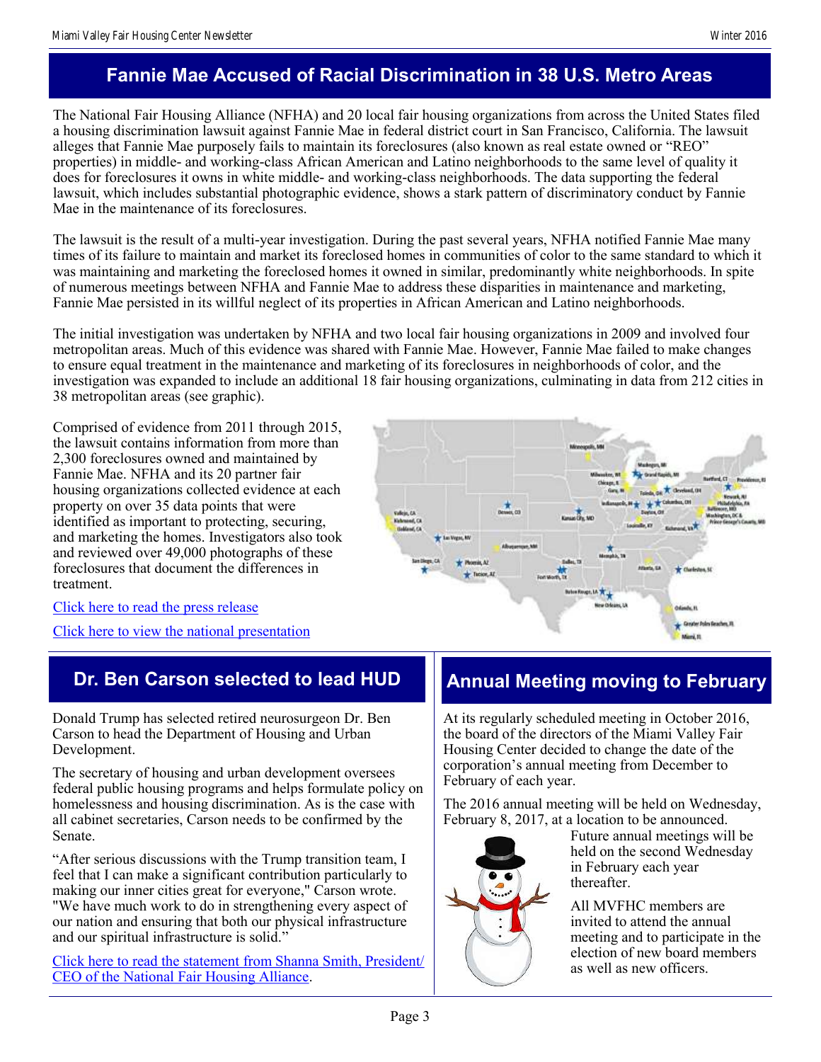## Fannie Mae Accused of Racial Discrimination in 38 U.S. Metro Areas

The National Fair Housing Alliance (NFHA) and 20 local fair housing organizations from across the United States filed a housing discrimination lawsuit against Fannie Mae in federal district court in San Francisco, California. The lawsuit alleges that Fannie Mae purposely fails to maintain its foreclosures (also known as real estate owned or "REO" properties) in middle- and working-class African American and Latino neighborhoods to the same level of quality it does for foreclosures it owns in white middle- and working-class neighborhoods. The data supporting the federal lawsuit, which includes substantial photographic evidence, shows a stark pattern of discriminatory conduct by Fannie Mae in the maintenance of its foreclosures.

The lawsuit is the result of a multi-year investigation. During the past several years, NFHA notified Fannie Mae many times of its failure to maintain and market its foreclosed homes in communities of color to the same standard to which it was maintaining and marketing the foreclosed homes it owned in similar, predominantly white neighborhoods. In spite of numerous meetings between NFHA and Fannie Mae to address these disparities in maintenance and marketing, Fannie Mae persisted in its willful neglect of its properties in African American and Latino neighborhoods.

The initial investigation was undertaken by NFHA and two local fair housing organizations in 2009 and involved four metropolitan areas. Much of this evidence was shared with Fannie Mae. However, Fannie Mae failed to make changes to ensure equal treatment in the maintenance and marketing of its foreclosures in neighborhoods of color, and the investigation was expanded to include an additional 18 fair housing organizations, culminating in data from 212 cities in 38 metropolitan areas (see graphic).

Comprised of evidence from 2011 through 2015, the lawsuit contains information from more than 2,300 foreclosures owned and maintained by Fannie Mae. NFHA and its 20 partner fair housing organizations collected evidence at each property on over 35 data points that were identified as important to protecting, securing, and marketing the homes. Investigators also took and reviewed over 49,000 photographs of these foreclosures that document the differences in treatment.

[Click here to read the press release]

[Click here to view the national presentation]

## Dr. Ben Carson selected to lead HUD

Donald Trump has selected retired neurosurgeon Dr. Ben Carson to head the Department of Housing and Urban Development.

The secretary of housing and urban development oversees federal public housing programs and helps formulate policy on homelessness and housing discrimination. As is the case with all cabinet secretaries, Carson needs to be confirmed by the Senate.

"After serious discussions with the Trump transition team, I feel that I can make a significant contribution particularly to making our inner cities great for everyone," Carson wrote. "We have much work to do in strengthening every aspect of our nation and ensuring that both our physical infrastructure and our spiritual infrastructure is solid."

[Click here to read the statement from Shanna Smith, President/CEO of the National Fair Housing Alliance].

## Annual Meeting moving to February

At its regularly scheduled meeting in October 2016, the board of the directors of the Miami Valley Fair Housing Center decided to change the date of the corporation's annual meeting from December to February of each year.

The 2016 annual meeting will be held on Wednesday, February 8, 2017, at a location to be announced. Future annual meetings will be held on the second Wednesday in February each year thereafter.

All MVFHC members are invited to attend the annual meeting and to participate in the election of new board members as well as new officers.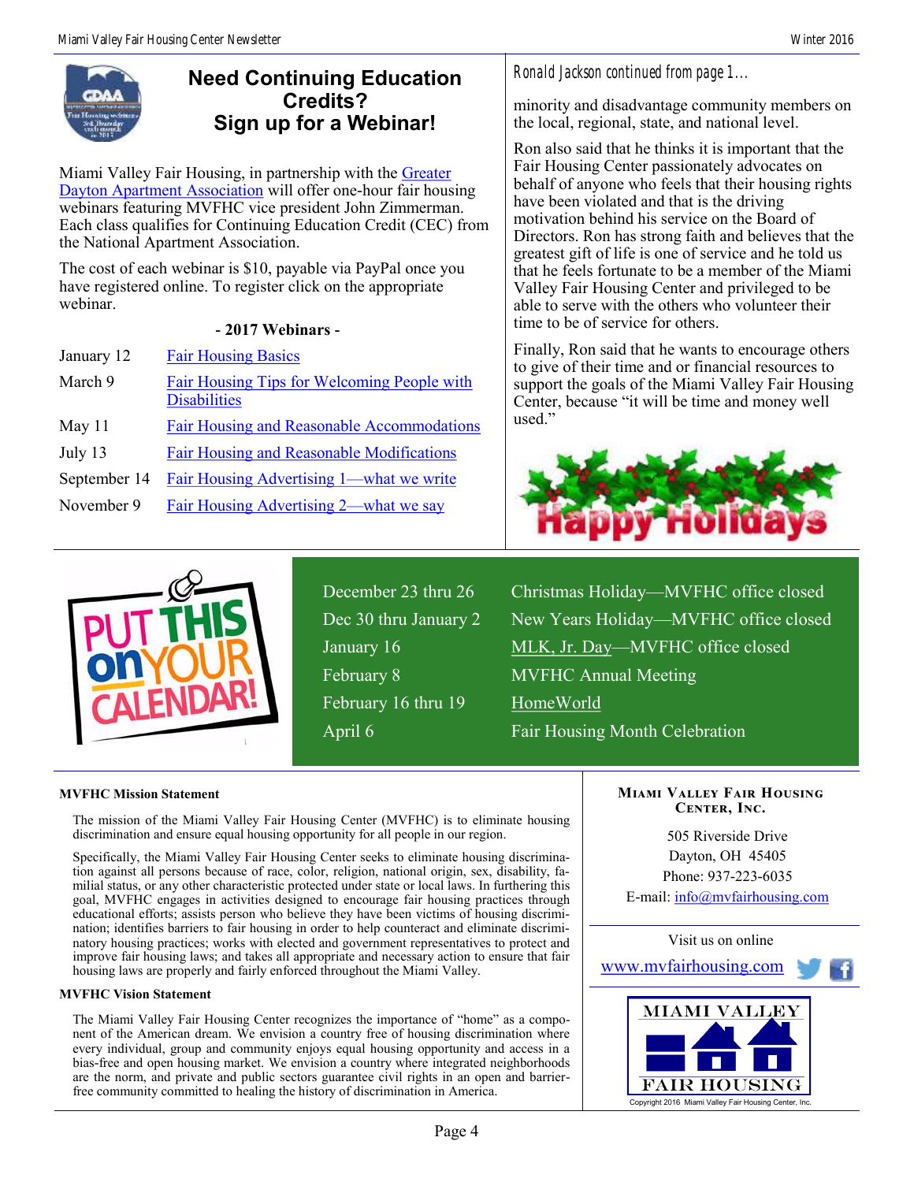## Need Continuing Education Credits? Sign up for a Webinar!

Miami Valley Fair Housing, in partnership with the Greater Dayton Apartment Association will offer one-hour fair housing webinars featuring MVFHC vice president John Zimmerman. Each class qualifies for Continuing Education Credit (CEC) from the National Apartment Association.

The cost of each webinar is $10, payable via PayPal once you have registered online. To register click on the appropriate webinar.

**- 2017 Webinars -**

| | |
|---|---|
| January 12 | Fair Housing Basics |
| March 9 | Fair Housing Tips for Welcoming People with Disabilities |
| May 11 | Fair Housing and Reasonable Accommodations |
| July 13 | Fair Housing and Reasonable Modifications |
| September 14 | Fair Housing Advertising 1—what we write |
| November 9 | Fair Housing Advertising 2—what we say |

*Ronald Jackson continued from page 1…*

minority and disadvantage community members on the local, regional, state, and national level.

Ron also said that he thinks it is important that the Fair Housing Center passionately advocates on behalf of anyone who feels that their housing rights have been violated and that is the driving motivation behind his service on the Board of Directors. Ron has strong faith and believes that the greatest gift of life is one of service and he told us that he feels fortunate to be a member of the Miami Valley Fair Housing Center and privileged to be able to serve with the others who volunteer their time to be of service for others.

Finally, Ron said that he wants to encourage others to give of their time and or financial resources to support the goals of the Miami Valley Fair Housing Center, because "it will be time and money well used."

Happy Holidays

## PUT THIS on YOUR CALENDAR!

| | |
|---|---|
| December 23 thru 26 | Christmas Holiday—MVFHC office closed |
| Dec 30 thru January 2 | New Years Holiday—MVFHC office closed |
| January 16 | MLK, Jr. Day—MVFHC office closed |
| February 8 | MVFHC Annual Meeting |
| February 16 thru 19 | HomeWorld |
| April 6 | Fair Housing Month Celebration |

**MVFHC Mission Statement**

The mission of the Miami Valley Fair Housing Center (MVFHC) is to eliminate housing discrimination and ensure equal housing opportunity for all people in our region.

Specifically, the Miami Valley Fair Housing Center seeks to eliminate housing discrimination against all persons because of race, color, religion, national origin, sex, disability, familial status, or any other characteristic protected under state or local laws. In furthering this goal, MVFHC engages in activities designed to encourage fair housing practices through educational efforts; assists person who believe they have been victims of housing discrimination; identifies barriers to fair housing in order to help counteract and eliminate discriminatory housing practices; works with elected and government representatives to protect and improve fair housing laws; and takes all appropriate and necessary action to ensure that fair housing laws are properly and fairly enforced throughout the Miami Valley.

**MVFHC Vision Statement**

The Miami Valley Fair Housing Center recognizes the importance of "home" as a component of the American dream. We envision a country free of housing discrimination where every individual, group and community enjoys equal housing opportunity and access in a bias-free and open housing market. We envision a country where integrated neighborhoods are the norm, and private and public sectors guarantee civil rights in an open and barrier-free community committed to healing the history of discrimination in America.

**Miami Valley Fair Housing Center, Inc.**

505 Riverside Drive
Dayton, OH 45405
Phone: 937-223-6035
E-mail: info@mvfairhousing.com

Visit us on online
www.mvfairhousing.com

MIAMI VALLEY FAIR HOUSING

Copyright 2016 Miami Valley Fair Housing Center, Inc.